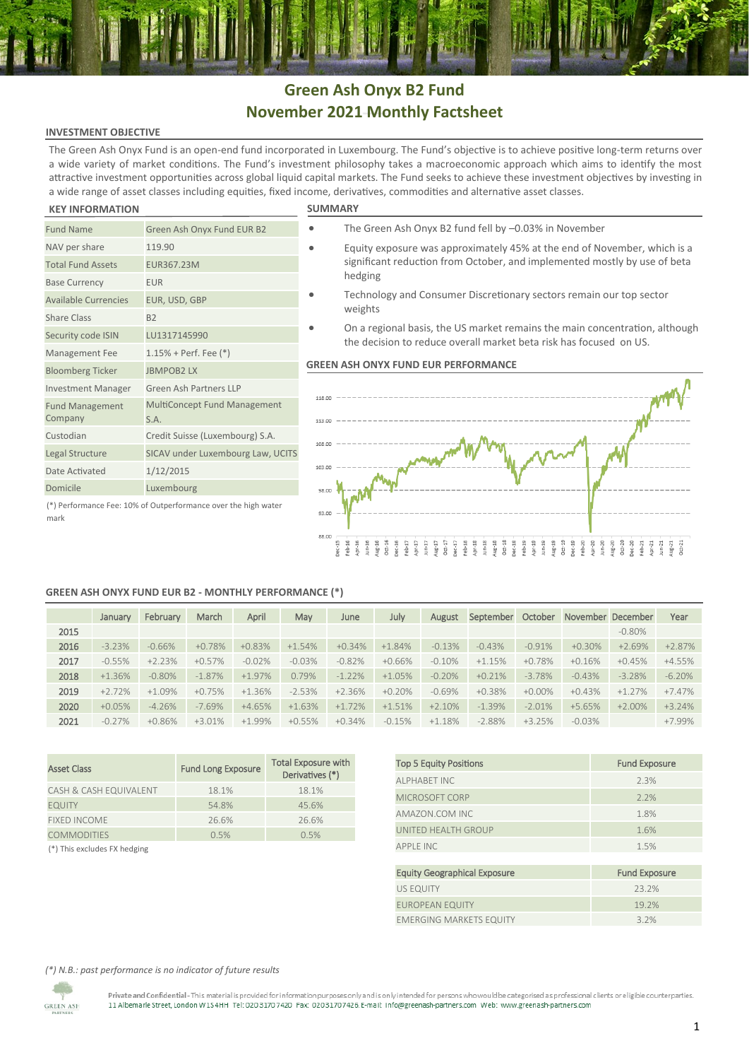# Green Ash Onyx B2 Fund
## November 2021 Monthly Factsheet

### INVESTMENT OBJECTIVE

The Green Ash Onyx Fund is an open-end fund incorporated in Luxembourg. The Fund's objective is to achieve positive long-term returns over a wide variety of market conditions. The Fund's investment philosophy takes a macroeconomic approach which aims to identify the most attractive investment opportunities across global liquid capital markets. The Fund seeks to achieve these investment objectives by investing in a wide range of asset classes including equities, fixed income, derivatives, commodities and alternative asset classes.

### KEY INFORMATION

| | |
|---|---|
| Fund Name | Green Ash Onyx Fund EUR B2 |
| NAV per share | 119.90 |
| Total Fund Assets | EUR367.23M |
| Base Currency | EUR |
| Available Currencies | EUR, USD, GBP |
| Share Class | B2 |
| Security code ISIN | LU1317145990 |
| Management Fee | 1.15% + Perf. Fee (*) |
| Bloomberg Ticker | JBMPOB2 LX |
| Investment Manager | Green Ash Partners LLP |
| Fund Management Company | MultiConcept Fund Management S.A. |
| Custodian | Credit Suisse (Luxembourg) S.A. |
| Legal Structure | SICAV under Luxembourg Law, UCITS |
| Date Activated | 1/12/2015 |
| Domicile | Luxembourg |

(*) Performance Fee: 10% of Outperformance over the high water mark

### SUMMARY

- The Green Ash Onyx B2 fund fell by –0.03% in November
- Equity exposure was approximately 45% at the end of November, which is a significant reduction from October, and implemented mostly by use of beta hedging
- Technology and Consumer Discretionary sectors remain our top sector weights
- On a regional basis, the US market remains the main concentration, although the decision to reduce overall market beta risk has focused on US.

### GREEN ASH ONYX FUND EUR PERFORMANCE

### GREEN ASH ONYX FUND EUR B2 - MONTHLY PERFORMANCE (*)

| | January | February | March | April | May | June | July | August | September | October | November | December | Year |
|---|---|---|---|---|---|---|---|---|---|---|---|---|---|
| 2015 | | | | | | | | | | | | -0.80% | |
| 2016 | -3.23% | -0.66% | +0.78% | +0.83% | +1.54% | +0.34% | +1.84% | -0.13% | -0.43% | -0.91% | +0.30% | +2.69% | +2.87% |
| 2017 | -0.55% | +2.23% | +0.57% | -0.02% | -0.03% | -0.82% | +0.66% | -0.10% | +1.15% | +0.78% | +0.16% | +0.45% | +4.55% |
| 2018 | +1.36% | -0.80% | -1.87% | +1.97% | 0.79% | -1.22% | +1.05% | -0.20% | +0.21% | -3.78% | -0.43% | -3.28% | -6.20% |
| 2019 | +2.72% | +1.09% | +0.75% | +1.36% | -2.53% | +2.36% | +0.20% | -0.69% | +0.38% | +0.00% | +0.43% | +1.27% | +7.47% |
| 2020 | +0.05% | -4.26% | -7.69% | +4.65% | +1.63% | +1.72% | +1.51% | +2.10% | -1.39% | -2.01% | +5.65% | +2.00% | +3.24% |
| 2021 | -0.27% | +0.86% | +3.01% | +1.99% | +0.55% | +0.34% | -0.15% | +1.18% | -2.88% | +3.25% | -0.03% | | +7.99% |

| Asset Class | Fund Long Exposure | Total Exposure with Derivatives (*) |
|---|---|---|
| CASH & CASH EQUIVALENT | 18.1% | 18.1% |
| EQUITY | 54.8% | 45.6% |
| FIXED INCOME | 26.6% | 26.6% |
| COMMODITIES | 0.5% | 0.5% |

(*) This excludes FX hedging

| Top 5 Equity Positions | Fund Exposure |
|---|---|
| ALPHABET INC | 2.3% |
| MICROSOFT CORP | 2.2% |
| AMAZON.COM INC | 1.8% |
| UNITED HEALTH GROUP | 1.6% |
| APPLE INC | 1.5% |

| Equity Geographical Exposure | Fund Exposure |
|---|---|
| US EQUITY | 23.2% |
| EUROPEAN EQUITY | 19.2% |
| EMERGING MARKETS EQUITY | 3.2% |

*(*) N.B.: past performance is no indicator of future results*

**Private and Confidential** - This material is provided for information purposes only and is only intended for persons who would be categorised as professional clients or eligible counterparties.
11 Albemarle Street, London W1S 4HH Tel: 02031707420 Fax: 02031707426 E-mail: info@greenash-partners.com Web: www.greenash-partners.com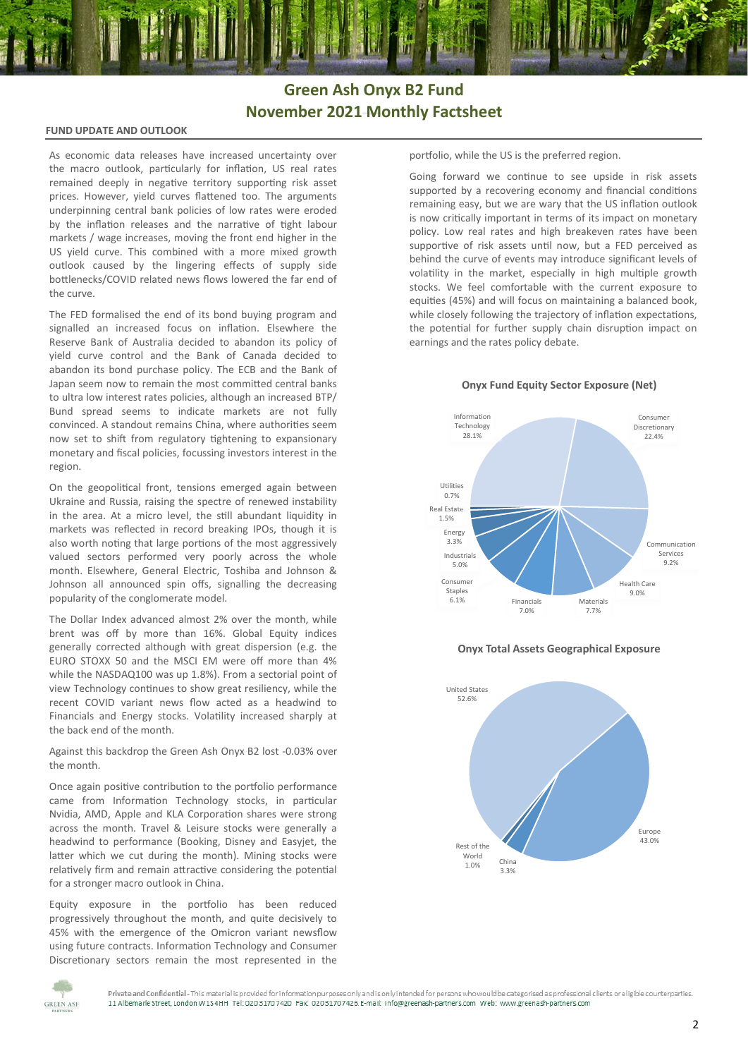# Green Ash Onyx B2 Fund
# November 2021 Monthly Factsheet

## FUND UPDATE AND OUTLOOK

As economic data releases have increased uncertainty over the macro outlook, particularly for inflation, US real rates remained deeply in negative territory supporting risk asset prices. However, yield curves flattened too. The arguments underpinning central bank policies of low rates were eroded by the inflation releases and the narrative of tight labour markets / wage increases, moving the front end higher in the US yield curve. This combined with a more mixed growth outlook caused by the lingering effects of supply side bottlenecks/COVID related news flows lowered the far end of the curve.

The FED formalised the end of its bond buying program and signalled an increased focus on inflation. Elsewhere the Reserve Bank of Australia decided to abandon its policy of yield curve control and the Bank of Canada decided to abandon its bond purchase policy. The ECB and the Bank of Japan seem now to remain the most committed central banks to ultra low interest rates policies, although an increased BTP/ Bund spread seems to indicate markets are not fully convinced. A standout remains China, where authorities seem now set to shift from regulatory tightening to expansionary monetary and fiscal policies, focussing investors interest in the region.

On the geopolitical front, tensions emerged again between Ukraine and Russia, raising the spectre of renewed instability in the area. At a micro level, the still abundant liquidity in markets was reflected in record breaking IPOs, though it is also worth noting that large portions of the most aggressively valued sectors performed very poorly across the whole month. Elsewhere, General Electric, Toshiba and Johnson & Johnson all announced spin offs, signalling the decreasing popularity of the conglomerate model.

The Dollar Index advanced almost 2% over the month, while brent was off by more than 16%. Global Equity indices generally corrected although with great dispersion (e.g. the EURO STOXX 50 and the MSCI EM were off more than 4% while the NASDAQ100 was up 1.8%). From a sectorial point of view Technology continues to show great resiliency, while the recent COVID variant news flow acted as a headwind to Financials and Energy stocks. Volatility increased sharply at the back end of the month.

Against this backdrop the Green Ash Onyx B2 lost -0.03% over the month.

Once again positive contribution to the portfolio performance came from Information Technology stocks, in particular Nvidia, AMD, Apple and KLA Corporation shares were strong across the month. Travel & Leisure stocks were generally a headwind to performance (Booking, Disney and Easyjet, the latter which we cut during the month). Mining stocks were relatively firm and remain attractive considering the potential for a stronger macro outlook in China.

Equity exposure in the portfolio has been reduced progressively throughout the month, and quite decisively to 45% with the emergence of the Omicron variant newsflow using future contracts. Information Technology and Consumer Discretionary sectors remain the most represented in the portfolio, while the US is the preferred region.

Going forward we continue to see upside in risk assets supported by a recovering economy and financial conditions remaining easy, but we are wary that the US inflation outlook is now critically important in terms of its impact on monetary policy. Low real rates and high breakeven rates have been supportive of risk assets until now, but a FED perceived as behind the curve of events may introduce significant levels of volatility in the market, especially in high multiple growth stocks. We feel comfortable with the current exposure to equities (45%) and will focus on maintaining a balanced book, while closely following the trajectory of inflation expectations, the potential for further supply chain disruption impact on earnings and the rates policy debate.

**Onyx Fund Equity Sector Exposure (Net)**

| Sector | Exposure |
|---|---|
| Information Technology | 28.1% |
| Consumer Discretionary | 22.4% |
| Communication Services | 9.2% |
| Health Care | 9.0% |
| Materials | 7.7% |
| Financials | 7.0% |
| Consumer Staples | 6.1% |
| Industrials | 5.0% |
| Energy | 3.3% |
| Real Estate | 1.5% |
| Utilities | 0.7% |

**Onyx Total Assets Geographical Exposure**

| Region | Exposure |
|---|---|
| United States | 52.6% |
| Europe | 43.0% |
| China | 3.3% |
| Rest of the World | 1.0% |

**Private and Confidential** - This material is provided for information purposes only and is only intended for persons who would be categorised as professional clients or eligible counterparties.
11 Albemarle Street, London W1S 4HH Tel: 02031707420 Fax: 02031707426 E-mail: info@greenash-partners.com Web: www.greenash-partners.com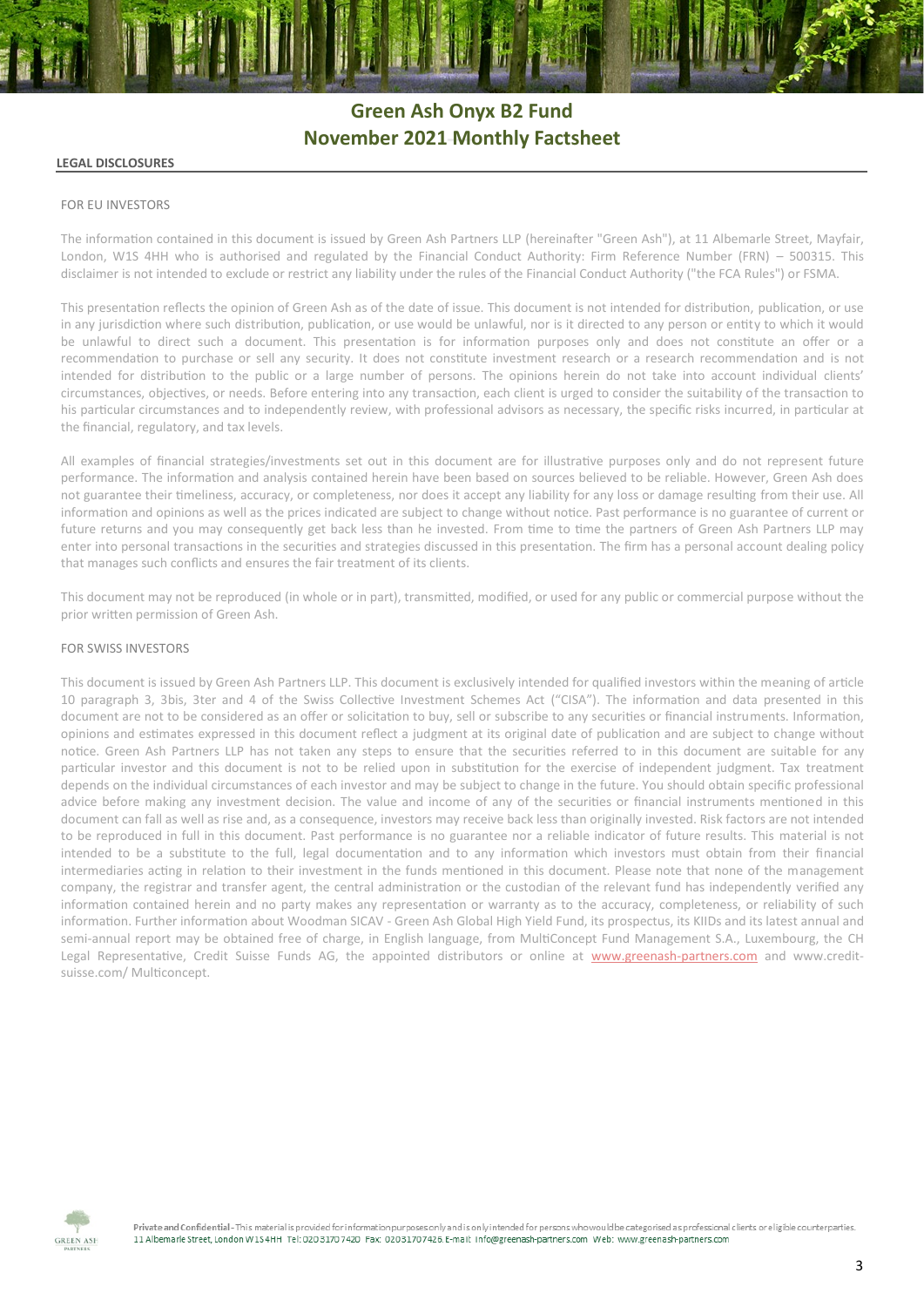# Green Ash Onyx B2 Fund
# November 2021 Monthly Factsheet

**LEGAL DISCLOSURES**

FOR EU INVESTORS

The information contained in this document is issued by Green Ash Partners LLP (hereinafter "Green Ash"), at 11 Albemarle Street, Mayfair, London, W1S 4HH who is authorised and regulated by the Financial Conduct Authority: Firm Reference Number (FRN) – 500315. This disclaimer is not intended to exclude or restrict any liability under the rules of the Financial Conduct Authority ("the FCA Rules") or FSMA.

This presentation reflects the opinion of Green Ash as of the date of issue. This document is not intended for distribution, publication, or use in any jurisdiction where such distribution, publication, or use would be unlawful, nor is it directed to any person or entity to which it would be unlawful to direct such a document. This presentation is for information purposes only and does not constitute an offer or a recommendation to purchase or sell any security. It does not constitute investment research or a research recommendation and is not intended for distribution to the public or a large number of persons. The opinions herein do not take into account individual clients' circumstances, objectives, or needs. Before entering into any transaction, each client is urged to consider the suitability of the transaction to his particular circumstances and to independently review, with professional advisors as necessary, the specific risks incurred, in particular at the financial, regulatory, and tax levels.

All examples of financial strategies/investments set out in this document are for illustrative purposes only and do not represent future performance. The information and analysis contained herein have been based on sources believed to be reliable. However, Green Ash does not guarantee their timeliness, accuracy, or completeness, nor does it accept any liability for any loss or damage resulting from their use. All information and opinions as well as the prices indicated are subject to change without notice. Past performance is no guarantee of current or future returns and you may consequently get back less than he invested. From time to time the partners of Green Ash Partners LLP may enter into personal transactions in the securities and strategies discussed in this presentation. The firm has a personal account dealing policy that manages such conflicts and ensures the fair treatment of its clients.

This document may not be reproduced (in whole or in part), transmitted, modified, or used for any public or commercial purpose without the prior written permission of Green Ash.

FOR SWISS INVESTORS

This document is issued by Green Ash Partners LLP. This document is exclusively intended for qualified investors within the meaning of article 10 paragraph 3, 3bis, 3ter and 4 of the Swiss Collective Investment Schemes Act ("CISA"). The information and data presented in this document are not to be considered as an offer or solicitation to buy, sell or subscribe to any securities or financial instruments. Information, opinions and estimates expressed in this document reflect a judgment at its original date of publication and are subject to change without notice. Green Ash Partners LLP has not taken any steps to ensure that the securities referred to in this document are suitable for any particular investor and this document is not to be relied upon in substitution for the exercise of independent judgment. Tax treatment depends on the individual circumstances of each investor and may be subject to change in the future. You should obtain specific professional advice before making any investment decision. The value and income of any of the securities or financial instruments mentioned in this document can fall as well as rise and, as a consequence, investors may receive back less than originally invested. Risk factors are not intended to be reproduced in full in this document. Past performance is no guarantee nor a reliable indicator of future results. This material is not intended to be a substitute to the full, legal documentation and to any information which investors must obtain from their financial intermediaries acting in relation to their investment in the funds mentioned in this document. Please note that none of the management company, the registrar and transfer agent, the central administration or the custodian of the relevant fund has independently verified any information contained herein and no party makes any representation or warranty as to the accuracy, completeness, or reliability of such information. Further information about Woodman SICAV - Green Ash Global High Yield Fund, its prospectus, its KIIDs and its latest annual and semi-annual report may be obtained free of charge, in English language, from MultiConcept Fund Management S.A., Luxembourg, the CH Legal Representative, Credit Suisse Funds AG, the appointed distributors or online at www.greenash-partners.com and www.credit-suisse.com/ Multiconcept.

**Private and Confidential** - This material is provided for information purposes only and is only intended for persons who would be categorised as professional clients or eligible counterparties.
11 Albemarle Street, London W1S 4HH Tel: 02031707420 Fax: 02031707426 E-mail: info@greenash-partners.com Web: www.greenash-partners.com